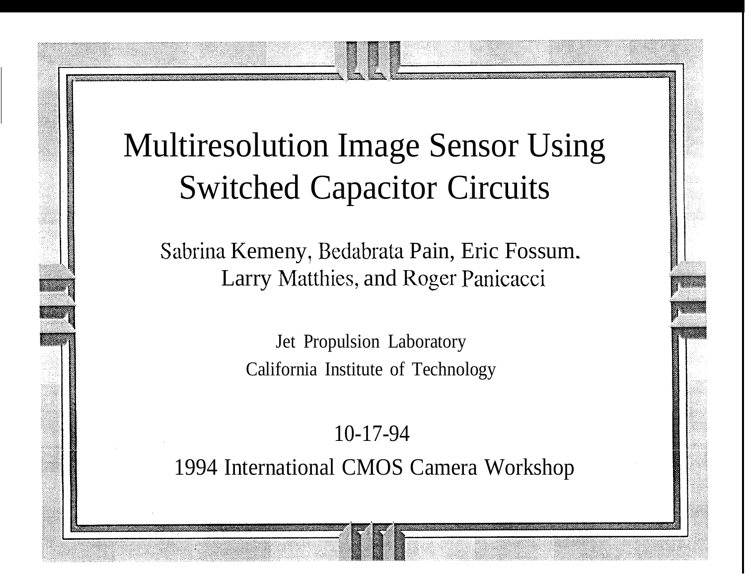# Multiresolution Image Sensor Using Switched Capacitor Circuits

Sabrina Kemeny, Bedabrata Pain, Eric Fossum.
Larry Matthies, and Roger Panicacci

Jet Propulsion Laboratory
California Institute of Technology

10-17-94

1994 International CMOS Camera Workshop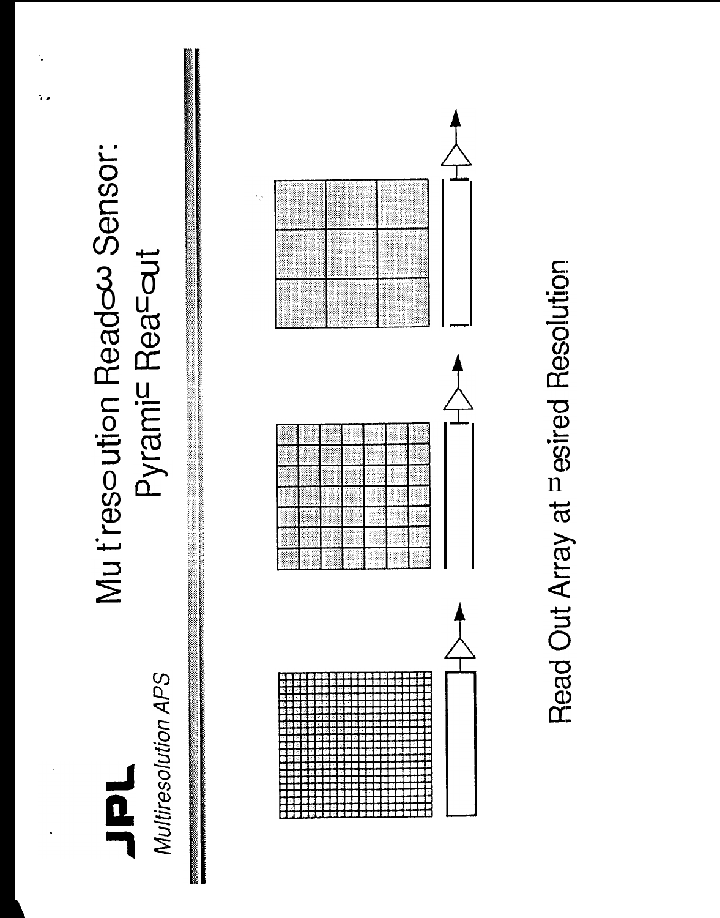**JPL**

*Multiresolution APS*

# Multiresolution Readout Sensor: Pyramid Read-out

Read Out Array at Desired Resolution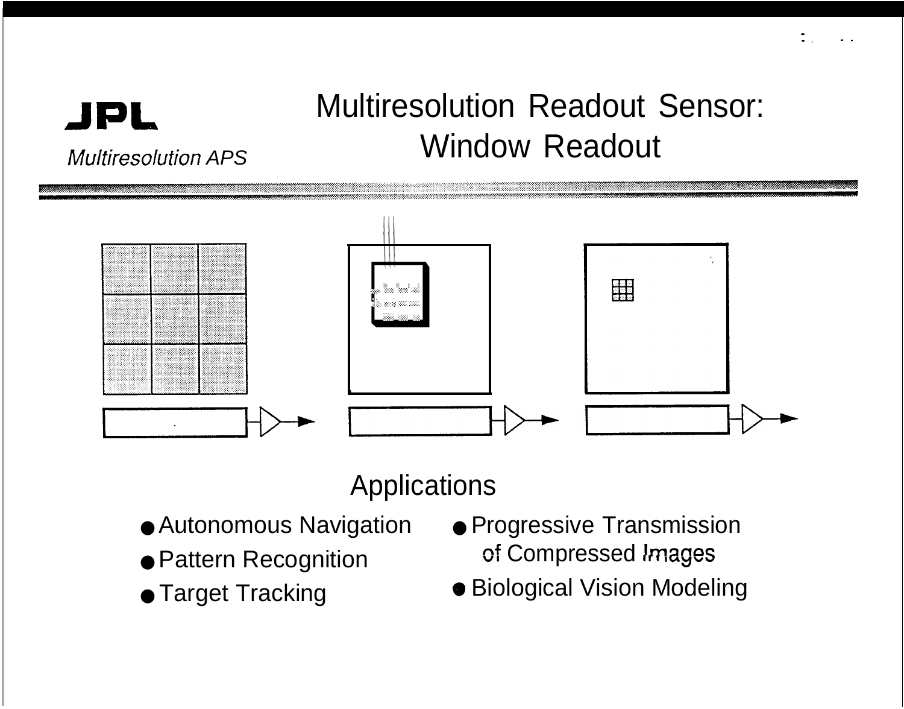**JPL**

*Multiresolution APS*

# Multiresolution Readout Sensor: Window Readout

## Applications

- Autonomous Navigation
- Pattern Recognition
- Target Tracking
- Progressive Transmission of Compressed Images
- Biological Vision Modeling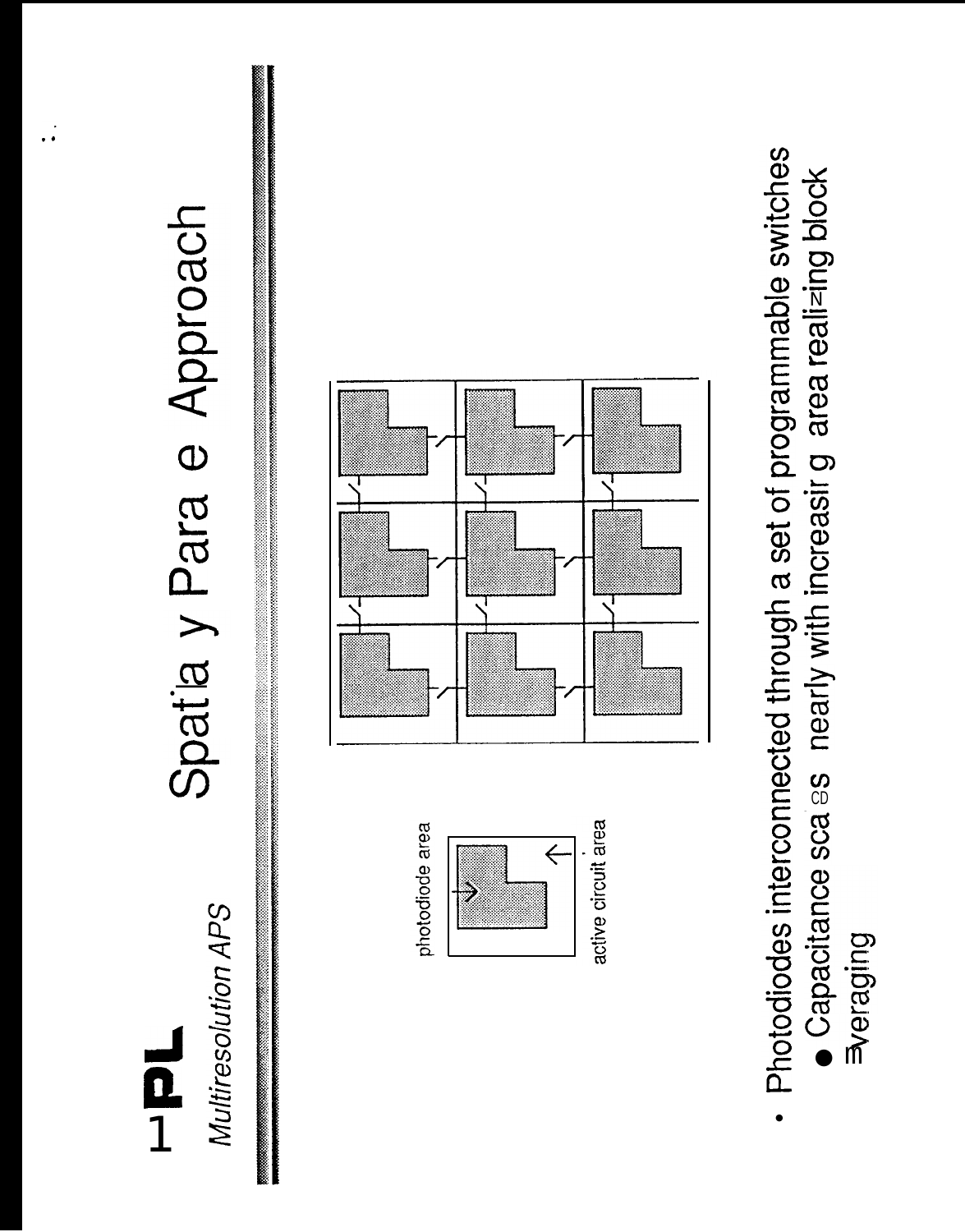*Multiresolution APS*

# Spatially Parallel Approach

photodiode area

active circuit area

- Photodiodes interconnected through a set of programmable switches
  - Capacitance scales nearly with increasing area realizing block averaging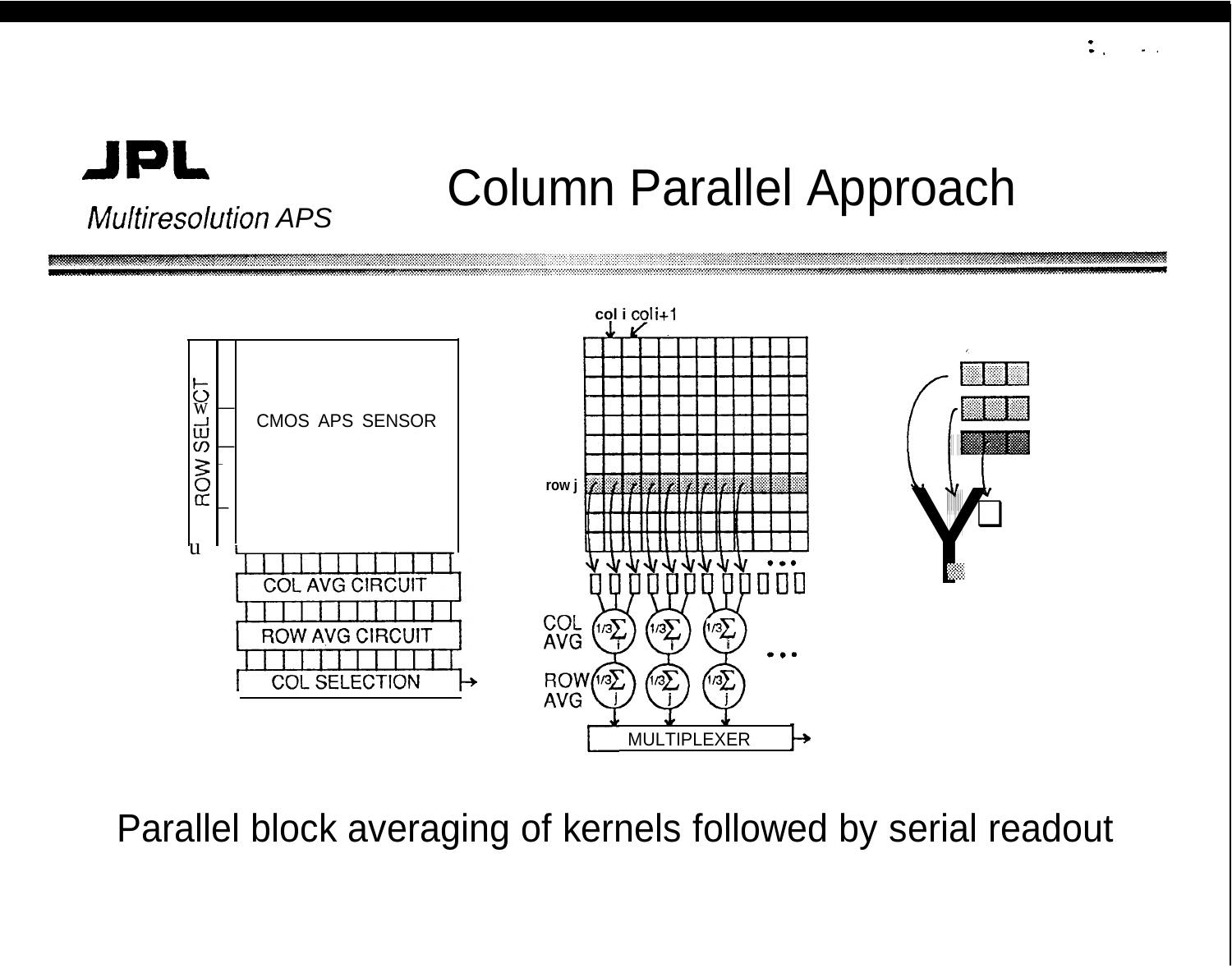# Column Parallel Approach

*Multiresolution APS*

CMOS APS SENSOR

ROW SELECT

COL AVG CIRCUIT

ROW AVG CIRCUIT

COL SELECTION

col i col i+1

row j

COL AVG $\frac{1}{3}\sum_i$

ROW AVG $\frac{1}{3}\sum_j$

MULTIPLEXER

Parallel block averaging of kernels followed by serial readout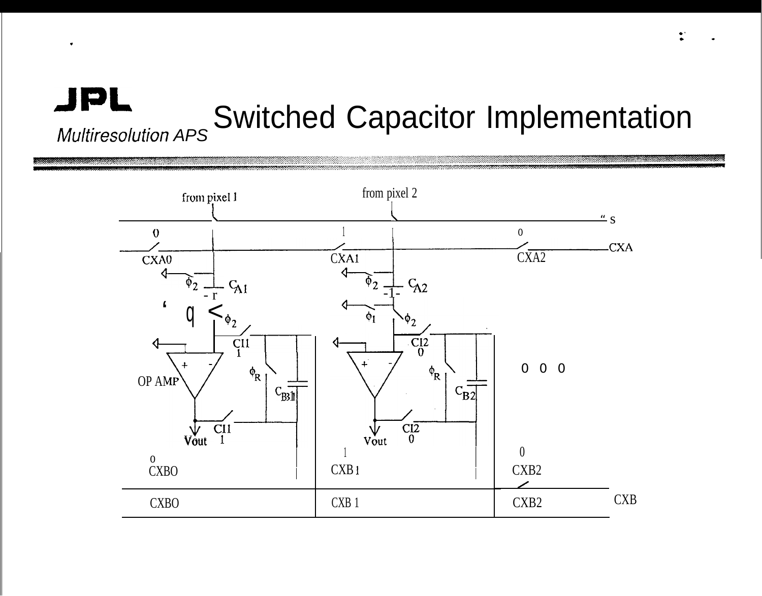# Switched Capacitor Implementation

*Multiresolution APS*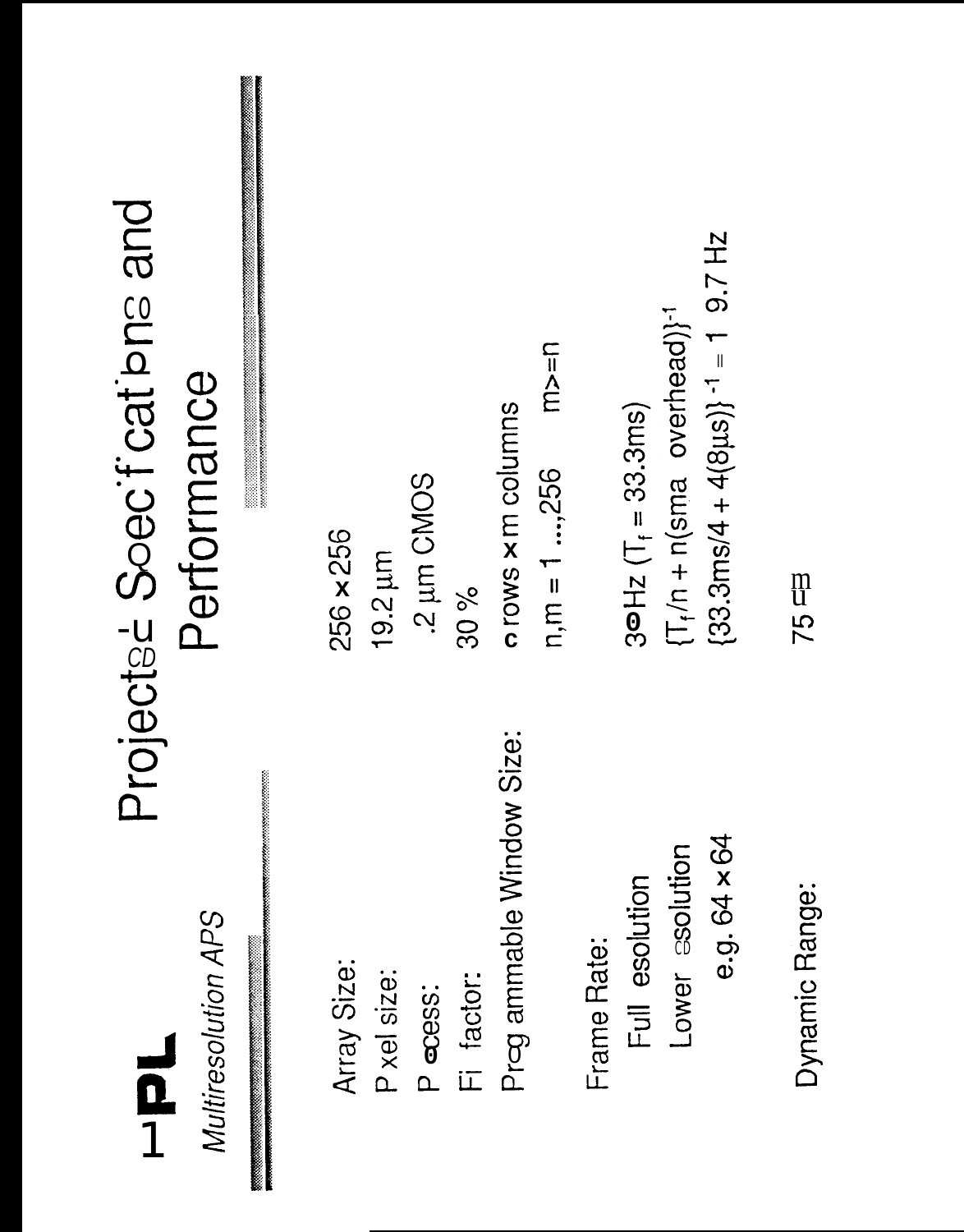# Projected Specifications and Performance

**JPL**

*Multiresolution APS*

| | |
|---|---|
| Array Size: | 256 x 256 |
| Pixel size: | 19.2 μm |
| Process: | 1.2 μm CMOS |
| Fill factor: | 30 % |
| Programmable Window Size: | n rows x m columns |
| | n,m = 1 ...,256 m>=n |
| Frame Rate: | |
| Full resolution | 30 Hz ($T_f$ = 33.3ms) |
| Lower resolution | $\{T_f/n + n(\text{small overhead})\}^{-1}$ |
| e.g. 64 x 64 | $\{33.3\text{ms}/4 + 4(8\mu\text{s})\}^{-1} = 119.7$ Hz |
| Dynamic Range: | 75 dB |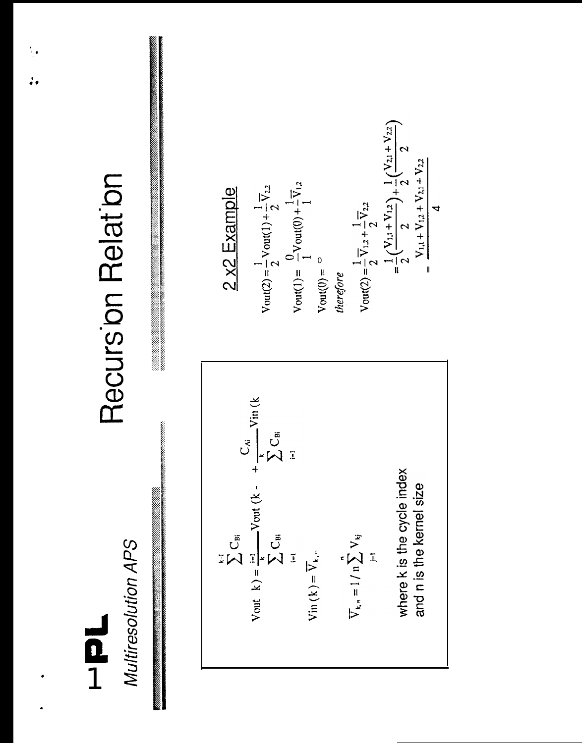# Recursion Relation

*Multiresolution APS*

$$\text{Vout}(k) = \frac{\sum_{i=1}^{k-1} C_{Bi}}{\sum_{i=1}^{k} C_{Bi}} \text{Vout}(k-1) + \frac{C_{Ai}}{\sum_{i=1}^{k} C_{Bi}} \text{Vin}(k)$$

$$\text{Vin}(k) = \overline{V}_{k,n}$$

$$\overline{V}_{k,n} = 1/n \sum_{j=1}^{n} V_{kj}$$

where k is the cycle index and n is the kernel size

## 2 x2 Example

$$\text{Vout}(2) = \frac{1}{2}\text{Vout}(1) + \frac{1}{2}\overline{V}_{2,2}$$

$$\text{Vout}(1) = \frac{0}{1}\text{Vout}(0) + \frac{1}{1}\overline{V}_{1,2}$$

$$\text{Vout}(0) = 0$$

*therefore*

$$\text{Vout}(2) = \frac{1}{2}\overline{V}_{1,2} + \frac{1}{2}\overline{V}_{2,2}$$

$$= \frac{1}{2}\left(\frac{V_{1,1} + V_{1,2}}{2}\right) + \frac{1}{2}\left(\frac{V_{2,1} + V_{2,2}}{2}\right)$$

$$= \frac{V_{1,1} + V_{1,2} + V_{2,1} + V_{2,2}}{4}$$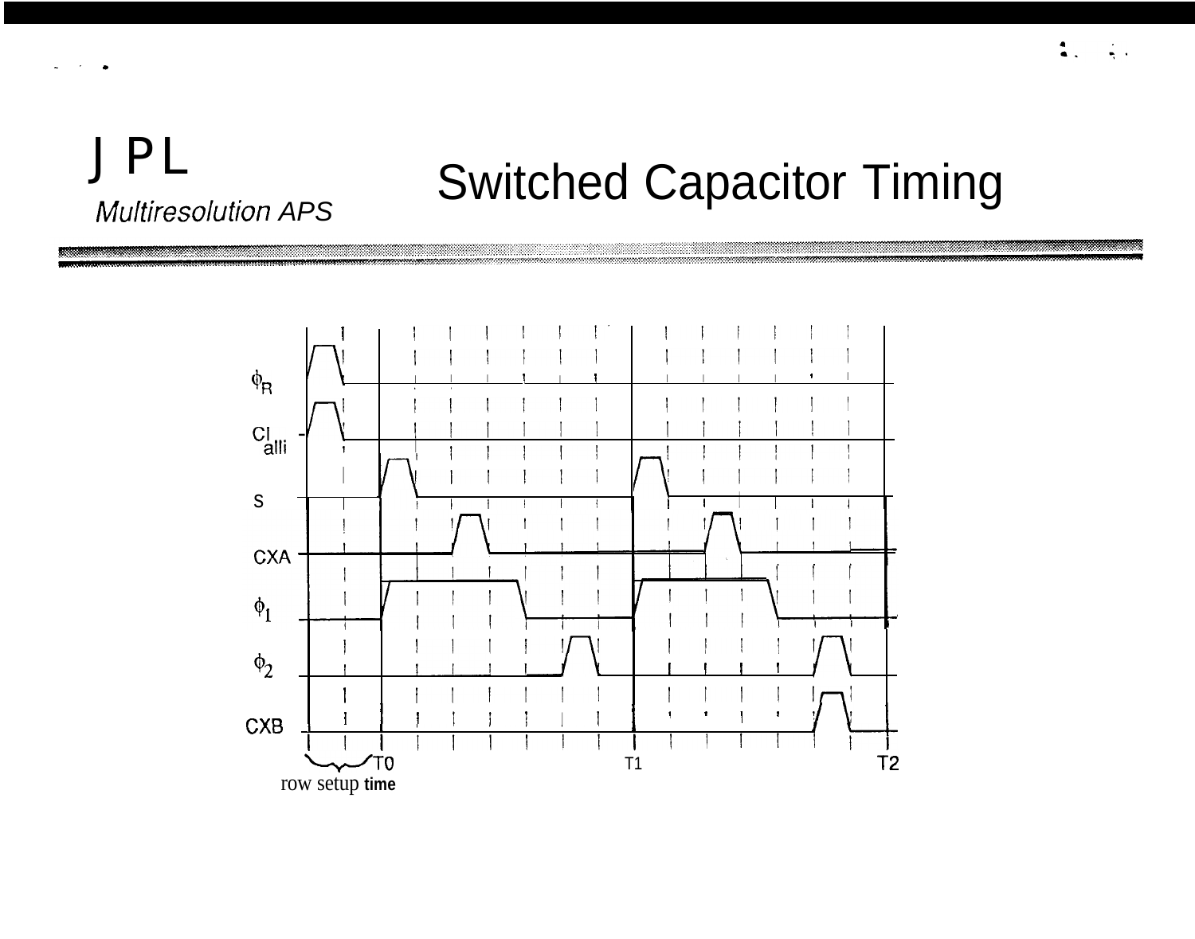# Switched Capacitor Timing

JPL
*Multiresolution APS*

$\phi_R$

$Cl_{alli}$

S

CXA

$\phi_1$

$\phi_2$

CXB

T0

T1

T2

row setup time